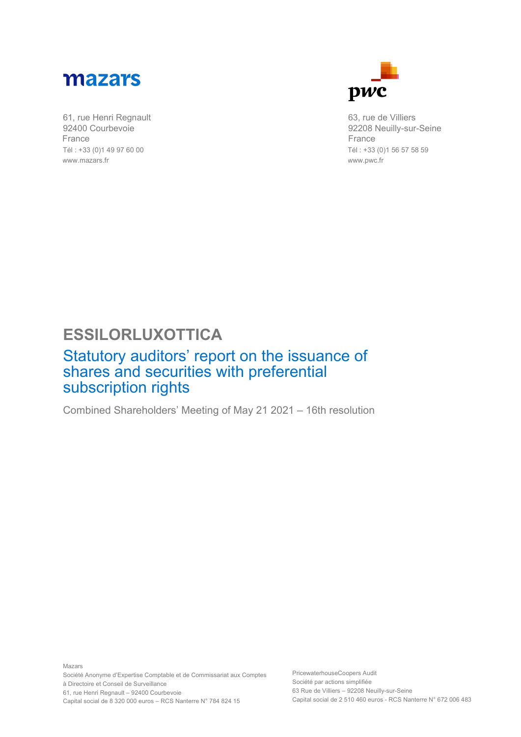**mazars**

61, rue Henri Regnault
92400 Courbevoie
France
Tél : +33 (0)1 49 97 60 00
www.mazars.fr

**pwc**

63, rue de Villiers
92208 Neuilly-sur-Seine
France
Tél : +33 (0)1 56 57 58 59
www.pwc.fr

# ESSILORLUXOTTICA

## Statutory auditors' report on the issuance of shares and securities with preferential subscription rights

Combined Shareholders' Meeting of May 21 2021 – 16th resolution

Mazars
Société Anonyme d'Expertise Comptable et de Commissariat aux Comptes
à Directoire et Conseil de Surveillance
61, rue Henri Regnault – 92400 Courbevoie
Capital social de 8 320 000 euros – RCS Nanterre N° 784 824 15

PricewaterhouseCoopers Audit
Société par actions simplifiée
63 Rue de Villiers – 92208 Neuilly-sur-Seine
Capital social de 2 510 460 euros - RCS Nanterre N° 672 006 483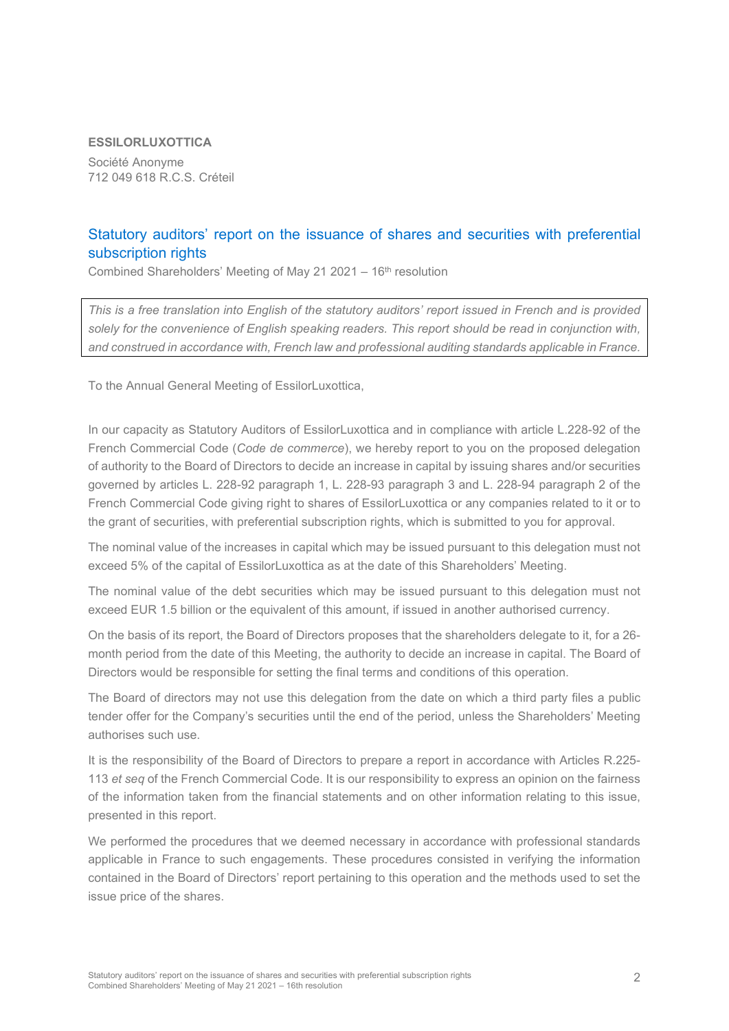**ESSILORLUXOTTICA**

Société Anonyme
712 049 618 R.C.S. Créteil

## Statutory auditors' report on the issuance of shares and securities with preferential subscription rights

Combined Shareholders' Meeting of May 21 2021 – 16th resolution

*This is a free translation into English of the statutory auditors' report issued in French and is provided solely for the convenience of English speaking readers. This report should be read in conjunction with, and construed in accordance with, French law and professional auditing standards applicable in France.*

To the Annual General Meeting of EssilorLuxottica,

In our capacity as Statutory Auditors of EssilorLuxottica and in compliance with article L.228-92 of the French Commercial Code (*Code de commerce*), we hereby report to you on the proposed delegation of authority to the Board of Directors to decide an increase in capital by issuing shares and/or securities governed by articles L. 228-92 paragraph 1, L. 228-93 paragraph 3 and L. 228-94 paragraph 2 of the French Commercial Code giving right to shares of EssilorLuxottica or any companies related to it or to the grant of securities, with preferential subscription rights, which is submitted to you for approval.

The nominal value of the increases in capital which may be issued pursuant to this delegation must not exceed 5% of the capital of EssilorLuxottica as at the date of this Shareholders' Meeting.

The nominal value of the debt securities which may be issued pursuant to this delegation must not exceed EUR 1.5 billion or the equivalent of this amount, if issued in another authorised currency.

On the basis of its report, the Board of Directors proposes that the shareholders delegate to it, for a 26-month period from the date of this Meeting, the authority to decide an increase in capital. The Board of Directors would be responsible for setting the final terms and conditions of this operation.

The Board of directors may not use this delegation from the date on which a third party files a public tender offer for the Company's securities until the end of the period, unless the Shareholders' Meeting authorises such use.

It is the responsibility of the Board of Directors to prepare a report in accordance with Articles R.225-113 *et seq* of the French Commercial Code. It is our responsibility to express an opinion on the fairness of the information taken from the financial statements and on other information relating to this issue, presented in this report.

We performed the procedures that we deemed necessary in accordance with professional standards applicable in France to such engagements. These procedures consisted in verifying the information contained in the Board of Directors' report pertaining to this operation and the methods used to set the issue price of the shares.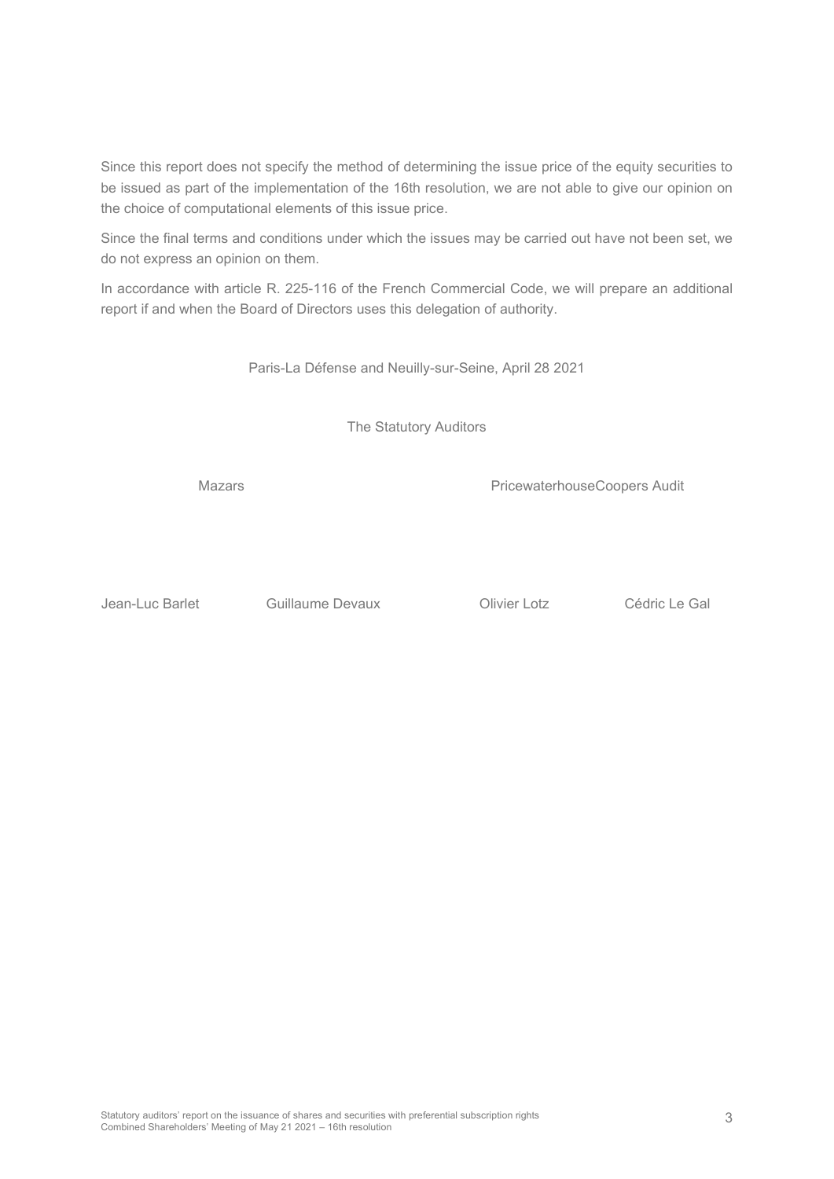Since this report does not specify the method of determining the issue price of the equity securities to be issued as part of the implementation of the 16th resolution, we are not able to give our opinion on the choice of computational elements of this issue price.

Since the final terms and conditions under which the issues may be carried out have not been set, we do not express an opinion on them.

In accordance with article R. 225-116 of the French Commercial Code, we will prepare an additional report if and when the Board of Directors uses this delegation of authority.

Paris-La Défense and Neuilly-sur-Seine, April 28 2021

The Statutory Auditors

| Mazars | | PricewaterhouseCoopers Audit | |
|---|---|---|---|
| Jean-Luc Barlet | Guillaume Devaux | Olivier Lotz | Cédric Le Gal |